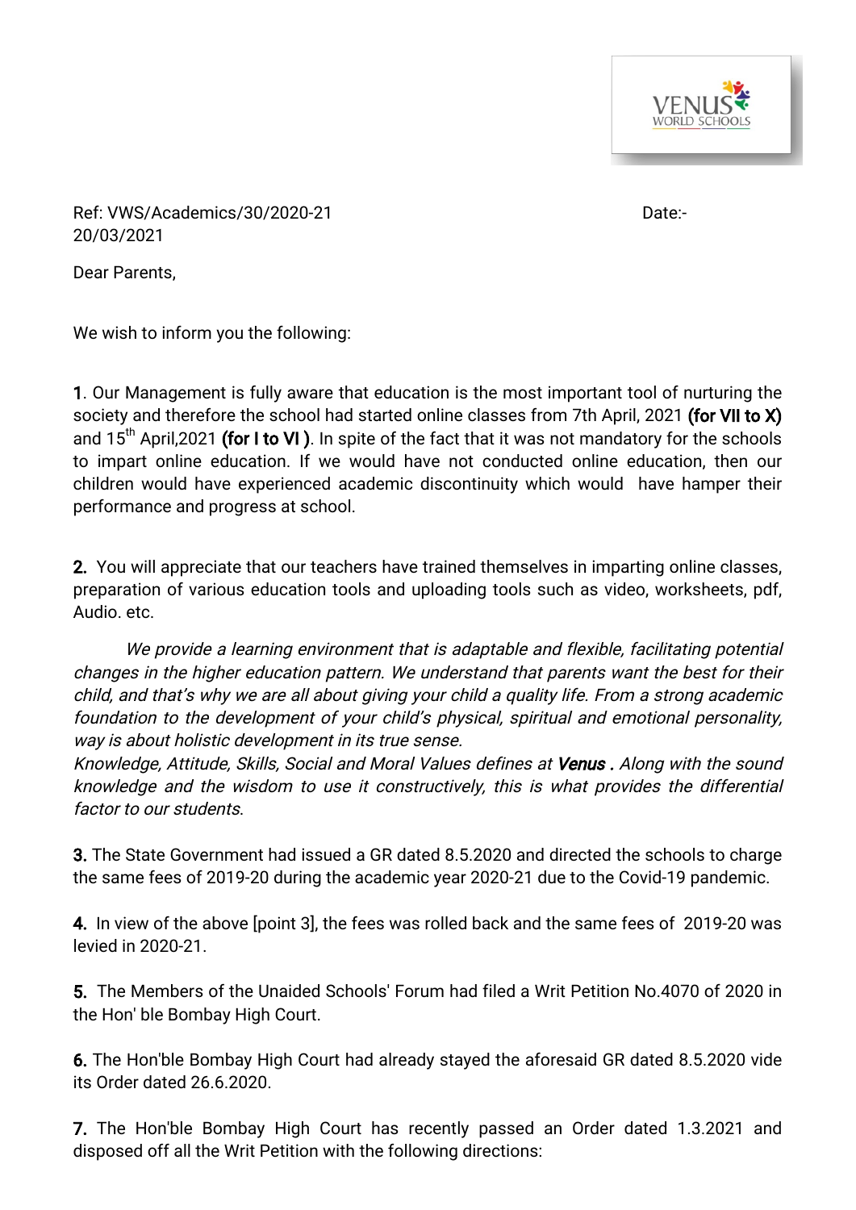Ref: VWS/Academics/30/2020-21 Date:- 20/03/2021

Dear Parents,

We wish to inform you the following:

**1**. Our Management is fully aware that education is the most important tool of nurturing the society and therefore the school had started online classes from 7th April, 2021 **(for VII to X)** and 15th April,2021 **(for I to VI )**. In spite of the fact that it was not mandatory for the schools to impart online education. If we would have not conducted online education, then our children would have experienced academic discontinuity which would have hamper their performance and progress at school.

**2.** You will appreciate that our teachers have trained themselves in imparting online classes, preparation of various education tools and uploading tools such as video, worksheets, pdf, Audio. etc.

*We provide a learning environment that is adaptable and flexible, facilitating potential changes in the higher education pattern. We understand that parents want the best for their child, and that's why we are all about giving your child a quality life. From a strong academic foundation to the development of your child's physical, spiritual and emotional personality, way is about holistic development in its true sense.*

*Knowledge, Attitude, Skills, Social and Moral Values defines at **Venus** . Along with the sound knowledge and the wisdom to use it constructively, this is what provides the differential factor to our students.*

**3.** The State Government had issued a GR dated 8.5.2020 and directed the schools to charge the same fees of 2019-20 during the academic year 2020-21 due to the Covid-19 pandemic.

**4.** In view of the above [point 3], the fees was rolled back and the same fees of 2019-20 was levied in 2020-21.

**5.** The Members of the Unaided Schools' Forum had filed a Writ Petition No.4070 of 2020 in the Hon' ble Bombay High Court.

**6.** The Hon'ble Bombay High Court had already stayed the aforesaid GR dated 8.5.2020 vide its Order dated 26.6.2020.

**7.** The Hon'ble Bombay High Court has recently passed an Order dated 1.3.2021 and disposed off all the Writ Petition with the following directions: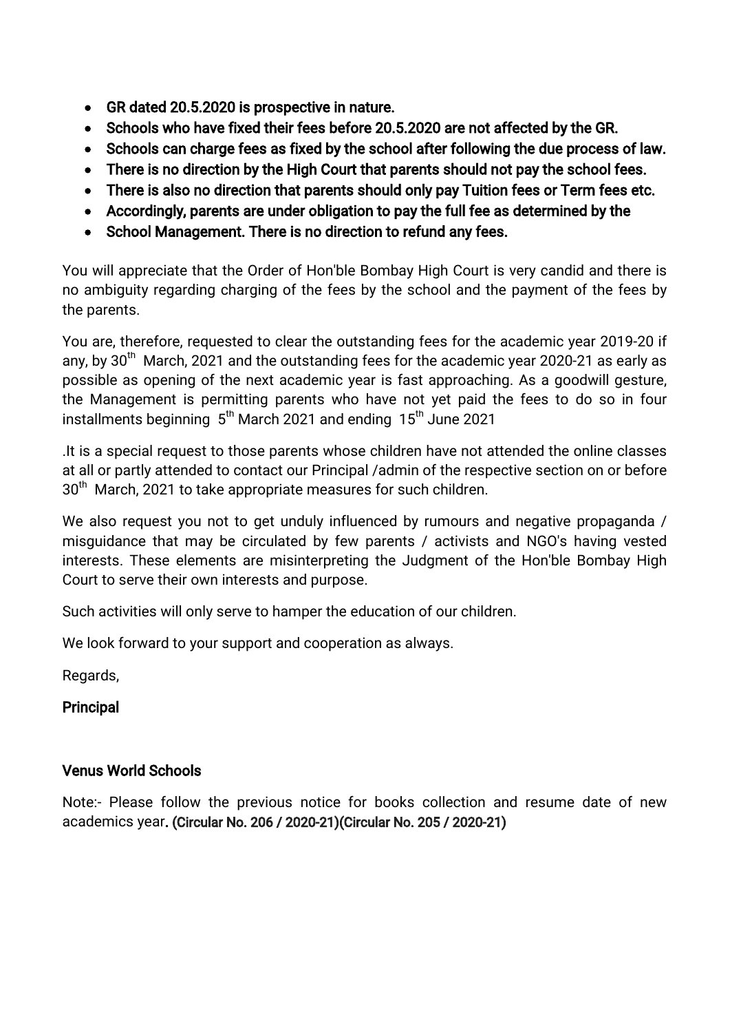- **GR dated 20.5.2020 is prospective in nature.**
- **Schools who have fixed their fees before 20.5.2020 are not affected by the GR.**
- **Schools can charge fees as fixed by the school after following the due process of law.**
- **There is no direction by the High Court that parents should not pay the school fees.**
- **There is also no direction that parents should only pay Tuition fees or Term fees etc.**
- **Accordingly, parents are under obligation to pay the full fee as determined by the**
- **School Management. There is no direction to refund any fees.**

You will appreciate that the Order of Hon'ble Bombay High Court is very candid and there is no ambiguity regarding charging of the fees by the school and the payment of the fees by the parents.

You are, therefore, requested to clear the outstanding fees for the academic year 2019-20 if any, by 30th March, 2021 and the outstanding fees for the academic year 2020-21 as early as possible as opening of the next academic year is fast approaching. As a goodwill gesture, the Management is permitting parents who have not yet paid the fees to do so in four installments beginning 5th March 2021 and ending 15th June 2021

.It is a special request to those parents whose children have not attended the online classes at all or partly attended to contact our Principal /admin of the respective section on or before 30th March, 2021 to take appropriate measures for such children.

We also request you not to get unduly influenced by rumours and negative propaganda / misguidance that may be circulated by few parents / activists and NGO's having vested interests. These elements are misinterpreting the Judgment of the Hon'ble Bombay High Court to serve their own interests and purpose.

Such activities will only serve to hamper the education of our children.

We look forward to your support and cooperation as always.

Regards,

**Principal**

**Venus World Schools**

Note:- Please follow the previous notice for books collection and resume date of new academics year. **(Circular No. 206 / 2020-21)(Circular No. 205 / 2020-21)**